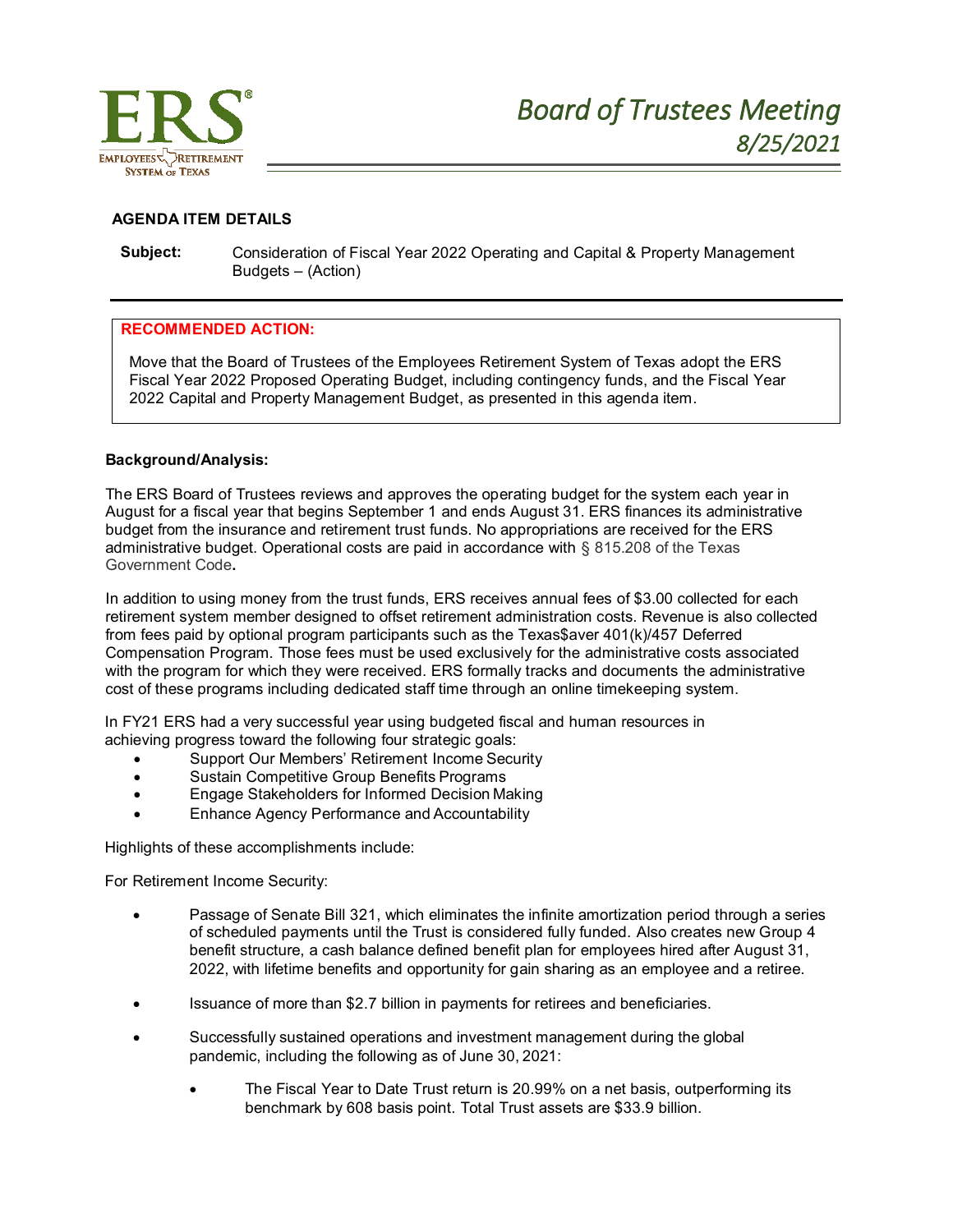# Board of Trustees Meeting
## 8/25/2021

**AGENDA ITEM DETAILS**

**Subject:** Consideration of Fiscal Year 2022 Operating and Capital & Property Management Budgets – (Action)

---

**RECOMMENDED ACTION:**

Move that the Board of Trustees of the Employees Retirement System of Texas adopt the ERS Fiscal Year 2022 Proposed Operating Budget, including contingency funds, and the Fiscal Year 2022 Capital and Property Management Budget, as presented in this agenda item.

**Background/Analysis:**

The ERS Board of Trustees reviews and approves the operating budget for the system each year in August for a fiscal year that begins September 1 and ends August 31. ERS finances its administrative budget from the insurance and retirement trust funds. No appropriations are received for the ERS administrative budget. Operational costs are paid in accordance with § 815.208 of the Texas Government Code**.**

In addition to using money from the trust funds, ERS receives annual fees of $3.00 collected for each retirement system member designed to offset retirement administration costs. Revenue is also collected from fees paid by optional program participants such as the Texas$aver 401(k)/457 Deferred Compensation Program. Those fees must be used exclusively for the administrative costs associated with the program for which they were received. ERS formally tracks and documents the administrative cost of these programs including dedicated staff time through an online timekeeping system.

In FY21 ERS had a very successful year using budgeted fiscal and human resources in achieving progress toward the following four strategic goals:

- Support Our Members' Retirement Income Security
- Sustain Competitive Group Benefits Programs
- Engage Stakeholders for Informed Decision Making
- Enhance Agency Performance and Accountability

Highlights of these accomplishments include:

For Retirement Income Security:

- Passage of Senate Bill 321, which eliminates the infinite amortization period through a series of scheduled payments until the Trust is considered fully funded. Also creates new Group 4 benefit structure, a cash balance defined benefit plan for employees hired after August 31, 2022, with lifetime benefits and opportunity for gain sharing as an employee and a retiree.
- Issuance of more than $2.7 billion in payments for retirees and beneficiaries.
- Successfully sustained operations and investment management during the global pandemic, including the following as of June 30, 2021:
  - The Fiscal Year to Date Trust return is 20.99% on a net basis, outperforming its benchmark by 608 basis point. Total Trust assets are $33.9 billion.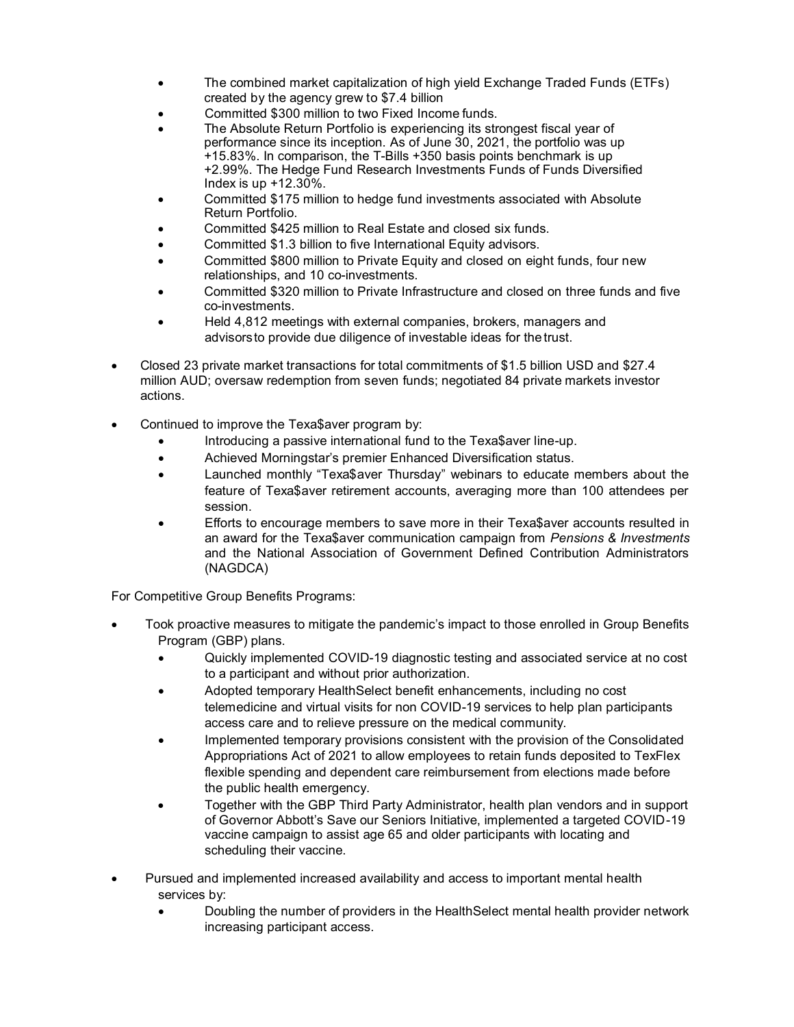- The combined market capitalization of high yield Exchange Traded Funds (ETFs) created by the agency grew to $7.4 billion
    - Committed $300 million to two Fixed Income funds.
    - The Absolute Return Portfolio is experiencing its strongest fiscal year of performance since its inception. As of June 30, 2021, the portfolio was up +15.83%. In comparison, the T-Bills +350 basis points benchmark is up +2.99%. The Hedge Fund Research Investments Funds of Funds Diversified Index is up +12.30%.
    - Committed $175 million to hedge fund investments associated with Absolute Return Portfolio.
    - Committed $425 million to Real Estate and closed six funds.
    - Committed $1.3 billion to five International Equity advisors.
    - Committed $800 million to Private Equity and closed on eight funds, four new relationships, and 10 co-investments.
    - Committed $320 million to Private Infrastructure and closed on three funds and five co-investments.
    - Held 4,812 meetings with external companies, brokers, managers and advisors to provide due diligence of investable ideas for the trust.

- Closed 23 private market transactions for total commitments of $1.5 billion USD and $27.4 million AUD; oversaw redemption from seven funds; negotiated 84 private markets investor actions.

- Continued to improve the Texa$aver program by:
    - Introducing a passive international fund to the Texa$aver line-up.
    - Achieved Morningstar's premier Enhanced Diversification status.
    - Launched monthly "Texa$aver Thursday" webinars to educate members about the feature of Texa$aver retirement accounts, averaging more than 100 attendees per session.
    - Efforts to encourage members to save more in their Texa$aver accounts resulted in an award for the Texa$aver communication campaign from *Pensions & Investments* and the National Association of Government Defined Contribution Administrators (NAGDCA)

For Competitive Group Benefits Programs:

- Took proactive measures to mitigate the pandemic's impact to those enrolled in Group Benefits Program (GBP) plans.
    - Quickly implemented COVID-19 diagnostic testing and associated service at no cost to a participant and without prior authorization.
    - Adopted temporary HealthSelect benefit enhancements, including no cost telemedicine and virtual visits for non COVID-19 services to help plan participants access care and to relieve pressure on the medical community.
    - Implemented temporary provisions consistent with the provision of the Consolidated Appropriations Act of 2021 to allow employees to retain funds deposited to TexFlex flexible spending and dependent care reimbursement from elections made before the public health emergency.
    - Together with the GBP Third Party Administrator, health plan vendors and in support of Governor Abbott's Save our Seniors Initiative, implemented a targeted COVID-19 vaccine campaign to assist age 65 and older participants with locating and scheduling their vaccine.

- Pursued and implemented increased availability and access to important mental health services by:
    - Doubling the number of providers in the HealthSelect mental health provider network increasing participant access.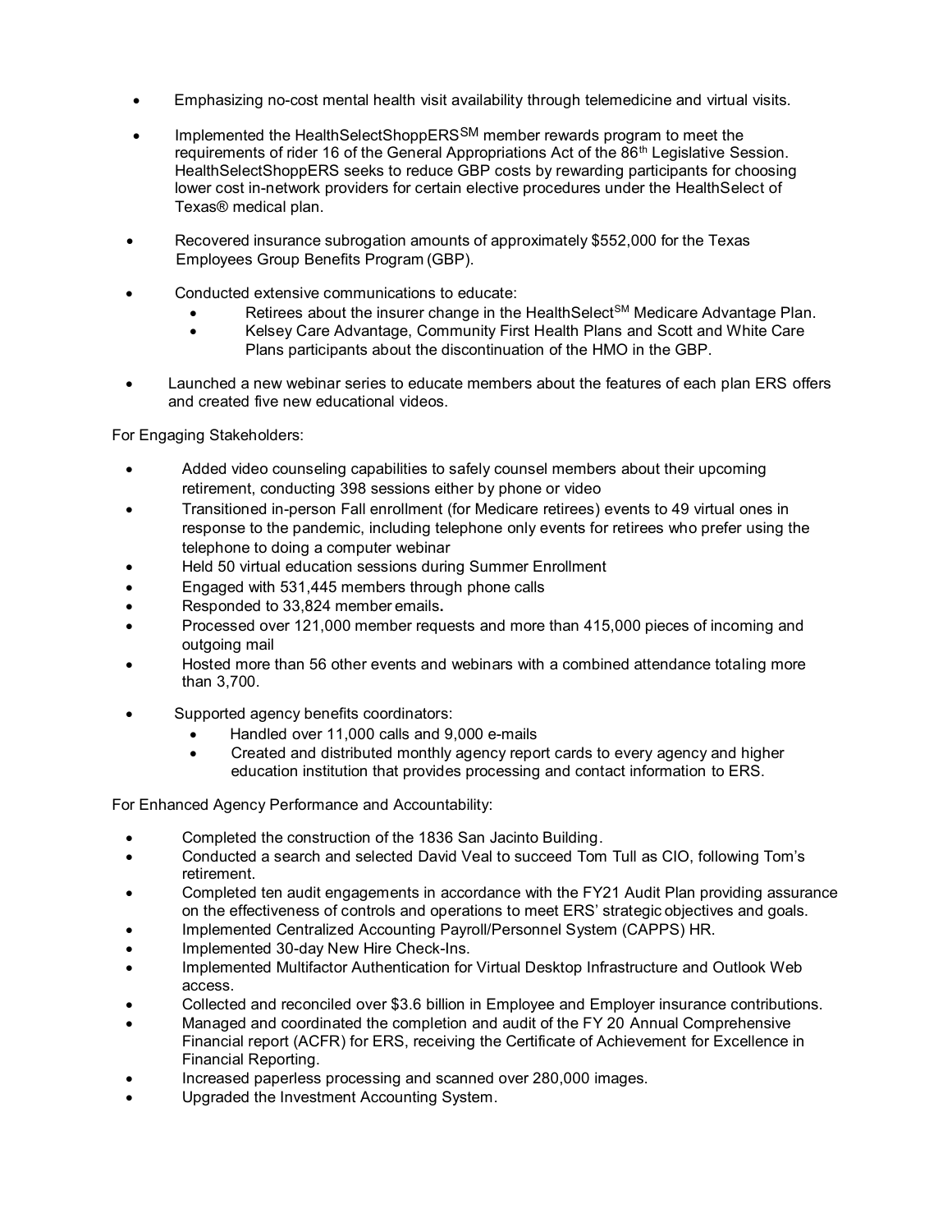- Emphasizing no-cost mental health visit availability through telemedicine and virtual visits.
- Implemented the HealthSelectShoppERS$^{SM}$ member rewards program to meet the requirements of rider 16 of the General Appropriations Act of the 86$^{th}$ Legislative Session. HealthSelectShoppERS seeks to reduce GBP costs by rewarding participants for choosing lower cost in-network providers for certain elective procedures under the HealthSelect of Texas® medical plan.
- Recovered insurance subrogation amounts of approximately $552,000 for the Texas Employees Group Benefits Program (GBP).
- Conducted extensive communications to educate:
  - Retirees about the insurer change in the HealthSelect$^{SM}$ Medicare Advantage Plan.
  - Kelsey Care Advantage, Community First Health Plans and Scott and White Care Plans participants about the discontinuation of the HMO in the GBP.
- Launched a new webinar series to educate members about the features of each plan ERS offers and created five new educational videos.

For Engaging Stakeholders:

- Added video counseling capabilities to safely counsel members about their upcoming retirement, conducting 398 sessions either by phone or video
- Transitioned in-person Fall enrollment (for Medicare retirees) events to 49 virtual ones in response to the pandemic, including telephone only events for retirees who prefer using the telephone to doing a computer webinar
- Held 50 virtual education sessions during Summer Enrollment
- Engaged with 531,445 members through phone calls
- Responded to 33,824 member emails**.**
- Processed over 121,000 member requests and more than 415,000 pieces of incoming and outgoing mail
- Hosted more than 56 other events and webinars with a combined attendance totaling more than 3,700.
- Supported agency benefits coordinators:
  - Handled over 11,000 calls and 9,000 e-mails
  - Created and distributed monthly agency report cards to every agency and higher education institution that provides processing and contact information to ERS.

For Enhanced Agency Performance and Accountability:

- Completed the construction of the 1836 San Jacinto Building.
- Conducted a search and selected David Veal to succeed Tom Tull as CIO, following Tom's retirement.
- Completed ten audit engagements in accordance with the FY21 Audit Plan providing assurance on the effectiveness of controls and operations to meet ERS' strategic objectives and goals.
- Implemented Centralized Accounting Payroll/Personnel System (CAPPS) HR.
- Implemented 30-day New Hire Check-Ins.
- Implemented Multifactor Authentication for Virtual Desktop Infrastructure and Outlook Web access.
- Collected and reconciled over $3.6 billion in Employee and Employer insurance contributions.
- Managed and coordinated the completion and audit of the FY 20 Annual Comprehensive Financial report (ACFR) for ERS, receiving the Certificate of Achievement for Excellence in Financial Reporting.
- Increased paperless processing and scanned over 280,000 images.
- Upgraded the Investment Accounting System.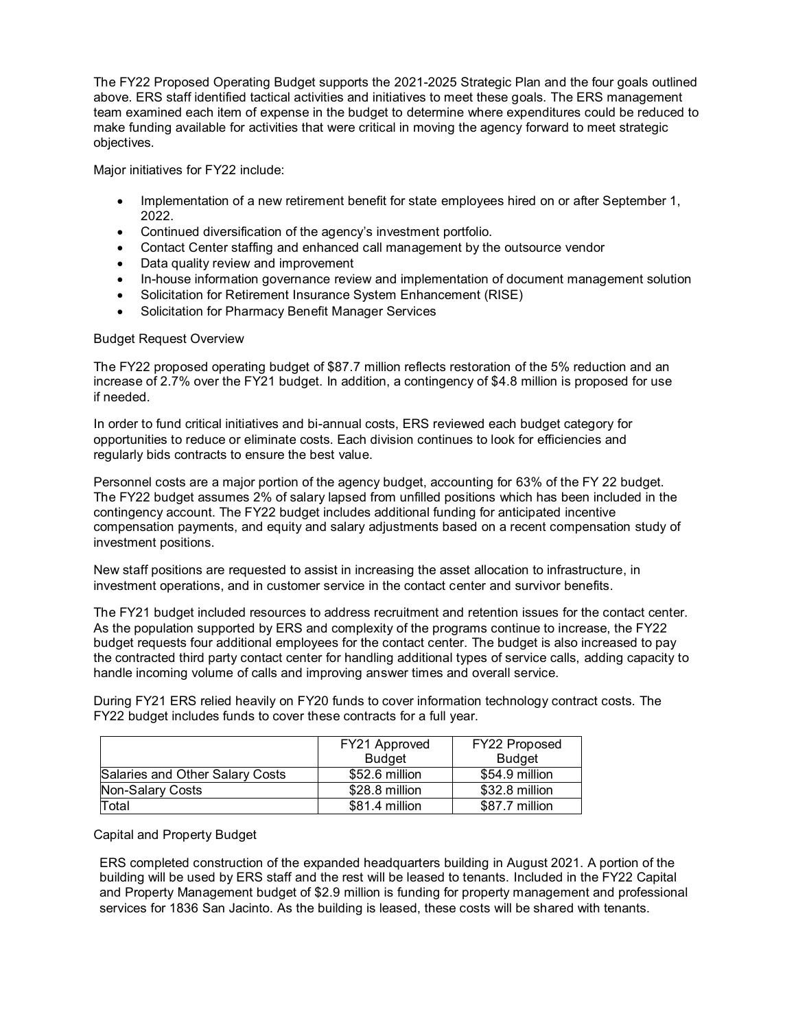The FY22 Proposed Operating Budget supports the 2021-2025 Strategic Plan and the four goals outlined above. ERS staff identified tactical activities and initiatives to meet these goals. The ERS management team examined each item of expense in the budget to determine where expenditures could be reduced to make funding available for activities that were critical in moving the agency forward to meet strategic objectives.

Major initiatives for FY22 include:

- Implementation of a new retirement benefit for state employees hired on or after September 1, 2022.
- Continued diversification of the agency's investment portfolio.
- Contact Center staffing and enhanced call management by the outsource vendor
- Data quality review and improvement
- In-house information governance review and implementation of document management solution
- Solicitation for Retirement Insurance System Enhancement (RISE)
- Solicitation for Pharmacy Benefit Manager Services

Budget Request Overview

The FY22 proposed operating budget of $87.7 million reflects restoration of the 5% reduction and an increase of 2.7% over the FY21 budget. In addition, a contingency of $4.8 million is proposed for use if needed.

In order to fund critical initiatives and bi-annual costs, ERS reviewed each budget category for opportunities to reduce or eliminate costs. Each division continues to look for efficiencies and regularly bids contracts to ensure the best value.

Personnel costs are a major portion of the agency budget, accounting for 63% of the FY 22 budget. The FY22 budget assumes 2% of salary lapsed from unfilled positions which has been included in the contingency account. The FY22 budget includes additional funding for anticipated incentive compensation payments, and equity and salary adjustments based on a recent compensation study of investment positions.

New staff positions are requested to assist in increasing the asset allocation to infrastructure, in investment operations, and in customer service in the contact center and survivor benefits.

The FY21 budget included resources to address recruitment and retention issues for the contact center. As the population supported by ERS and complexity of the programs continue to increase, the FY22 budget requests four additional employees for the contact center. The budget is also increased to pay the contracted third party contact center for handling additional types of service calls, adding capacity to handle incoming volume of calls and improving answer times and overall service.

During FY21 ERS relied heavily on FY20 funds to cover information technology contract costs. The FY22 budget includes funds to cover these contracts for a full year.

| | FY21 Approved Budget | FY22 Proposed Budget |
|---|---|---|
| Salaries and Other Salary Costs | $52.6 million | $54.9 million |
| Non-Salary Costs | $28.8 million | $32.8 million |
| Total | $81.4 million | $87.7 million |

Capital and Property Budget

ERS completed construction of the expanded headquarters building in August 2021. A portion of the building will be used by ERS staff and the rest will be leased to tenants. Included in the FY22 Capital and Property Management budget of $2.9 million is funding for property management and professional services for 1836 San Jacinto. As the building is leased, these costs will be shared with tenants.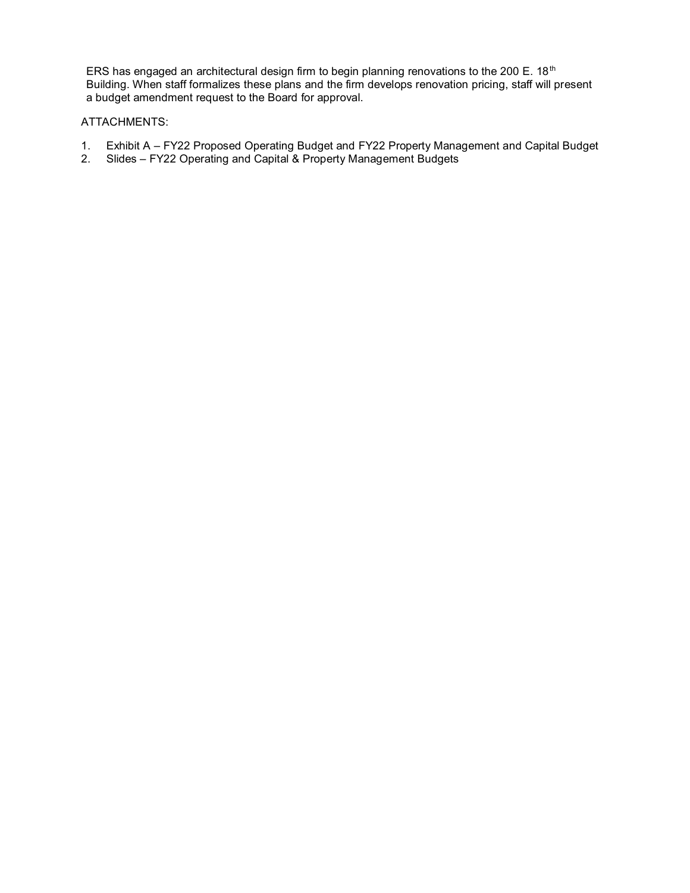ERS has engaged an architectural design firm to begin planning renovations to the 200 E. 18th Building. When staff formalizes these plans and the firm develops renovation pricing, staff will present a budget amendment request to the Board for approval.

ATTACHMENTS:

1. Exhibit A – FY22 Proposed Operating Budget and FY22 Property Management and Capital Budget
2. Slides – FY22 Operating and Capital & Property Management Budgets